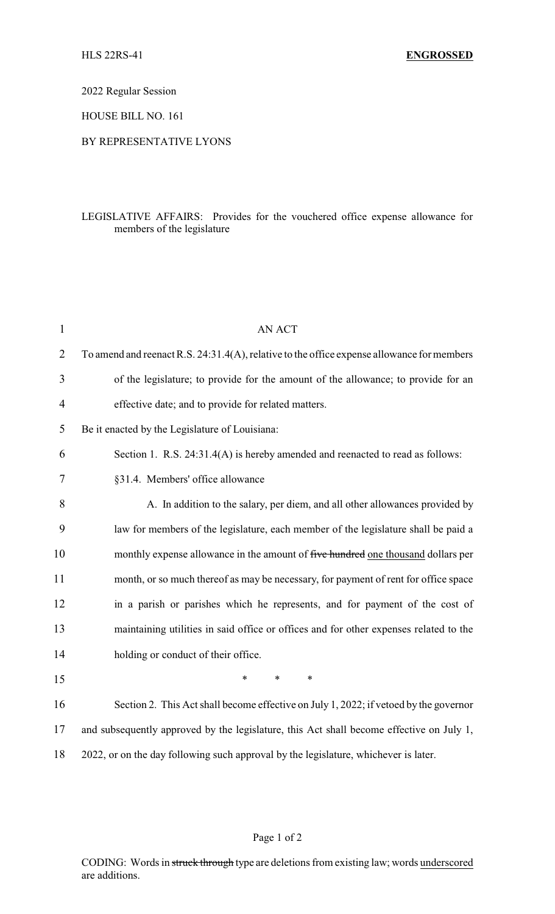HLS 22RS-41 **ENGROSSED**

2022 Regular Session

HOUSE BILL NO. 161

BY REPRESENTATIVE LYONS

LEGISLATIVE AFFAIRS: Provides for the vouchered office expense allowance for members of the legislature

AN ACT

To amend and reenact R.S. 24:31.4(A), relative to the office expense allowance for members of the legislature; to provide for the amount of the allowance; to provide for an effective date; and to provide for related matters.

Be it enacted by the Legislature of Louisiana:

Section 1. R.S. 24:31.4(A) is hereby amended and reenacted to read as follows:

§31.4. Members' office allowance

A. In addition to the salary, per diem, and all other allowances provided by law for members of the legislature, each member of the legislature shall be paid a monthly expense allowance in the amount of ~~five hundred~~ <u>one thousand</u> dollars per month, or so much thereof as may be necessary, for payment of rent for office space in a parish or parishes which he represents, and for payment of the cost of maintaining utilities in said office or offices and for other expenses related to the holding or conduct of their office.

\* \* \*

Section 2. This Act shall become effective on July 1, 2022; if vetoed by the governor and subsequently approved by the legislature, this Act shall become effective on July 1, 2022, or on the day following such approval by the legislature, whichever is later.

CODING: Words in ~~struck through~~ type are deletions from existing law; words <u>underscored</u> are additions.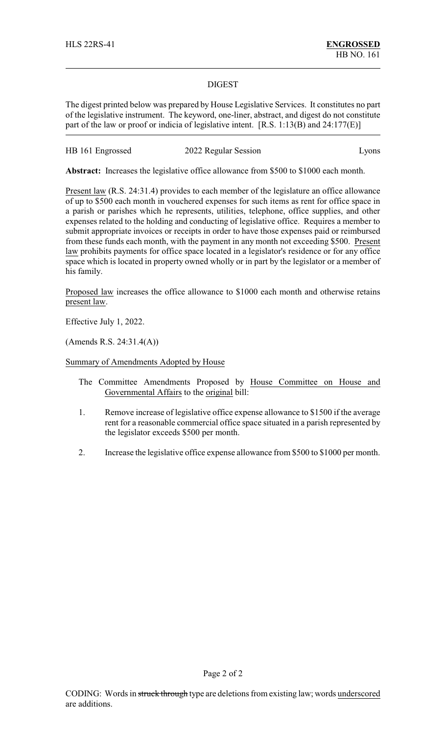HLS 22RS-41 **ENGROSSED**
HB NO. 161

DIGEST

The digest printed below was prepared by House Legislative Services. It constitutes no part of the legislative instrument. The keyword, one-liner, abstract, and digest do not constitute part of the law or proof or indicia of legislative intent. [R.S. 1:13(B) and 24:177(E)]

HB 161 Engrossed 2022 Regular Session Lyons

**Abstract:** Increases the legislative office allowance from $500 to $1000 each month.

Present law (R.S. 24:31.4) provides to each member of the legislature an office allowance of up to $500 each month in vouchered expenses for such items as rent for office space in a parish or parishes which he represents, utilities, telephone, office supplies, and other expenses related to the holding and conducting of legislative office. Requires a member to submit appropriate invoices or receipts in order to have those expenses paid or reimbursed from these funds each month, with the payment in any month not exceeding $500. Present law prohibits payments for office space located in a legislator's residence or for any office space which is located in property owned wholly or in part by the legislator or a member of his family.

Proposed law increases the office allowance to $1000 each month and otherwise retains present law.

Effective July 1, 2022.

(Amends R.S. 24:31.4(A))

Summary of Amendments Adopted by House

The Committee Amendments Proposed by House Committee on House and Governmental Affairs to the original bill:

1. Remove increase of legislative office expense allowance to $1500 if the average rent for a reasonable commercial office space situated in a parish represented by the legislator exceeds $500 per month.

2. Increase the legislative office expense allowance from $500 to $1000 per month.

CODING: Words in ~~struck through~~ type are deletions from existing law; words underscored are additions.